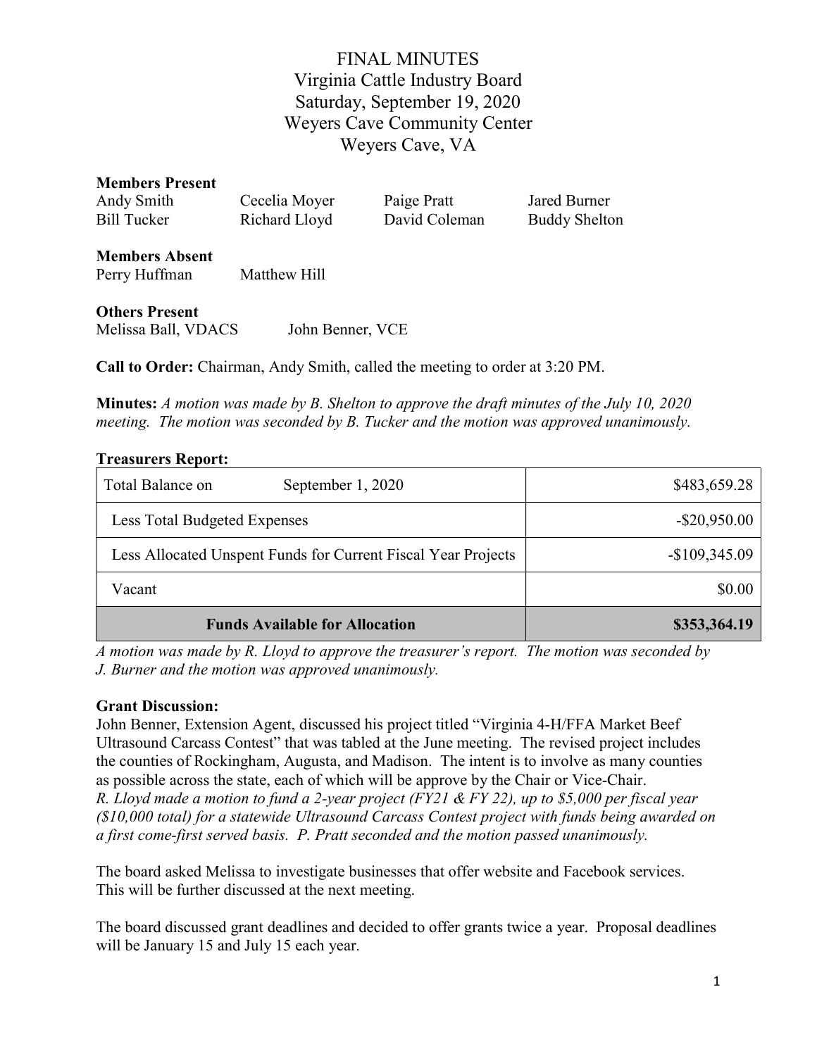# FINAL MINUTES
## Virginia Cattle Industry Board
## Saturday, September 19, 2020
## Weyers Cave Community Center
## Weyers Cave, VA

**Members Present**

| | | | |
|---|---|---|---|
| Andy Smith | Cecelia Moyer | Paige Pratt | Jared Burner |
| Bill Tucker | Richard Lloyd | David Coleman | Buddy Shelton |

**Members Absent**

Perry Huffman     Matthew Hill

**Others Present**

Melissa Ball, VDACS     John Benner, VCE

**Call to Order:** Chairman, Andy Smith, called the meeting to order at 3:20 PM.

**Minutes:** *A motion was made by B. Shelton to approve the draft minutes of the July 10, 2020 meeting. The motion was seconded by B. Tucker and the motion was approved unanimously.*

**Treasurers Report:**

| Total Balance on September 1, 2020 | $483,659.28 |
|---|---|
| Less Total Budgeted Expenses | -$20,950.00 |
| Less Allocated Unspent Funds for Current Fiscal Year Projects | -$109,345.09 |
| Vacant | $0.00 |
| **Funds Available for Allocation** | **$353,364.19** |

*A motion was made by R. Lloyd to approve the treasurer's report. The motion was seconded by J. Burner and the motion was approved unanimously.*

**Grant Discussion:**

John Benner, Extension Agent, discussed his project titled "Virginia 4-H/FFA Market Beef Ultrasound Carcass Contest" that was tabled at the June meeting. The revised project includes the counties of Rockingham, Augusta, and Madison. The intent is to involve as many counties as possible across the state, each of which will be approve by the Chair or Vice-Chair. *R. Lloyd made a motion to fund a 2-year project (FY21 & FY 22), up to $5,000 per fiscal year ($10,000 total) for a statewide Ultrasound Carcass Contest project with funds being awarded on a first come-first served basis. P. Pratt seconded and the motion passed unanimously.*

The board asked Melissa to investigate businesses that offer website and Facebook services. This will be further discussed at the next meeting.

The board discussed grant deadlines and decided to offer grants twice a year. Proposal deadlines will be January 15 and July 15 each year.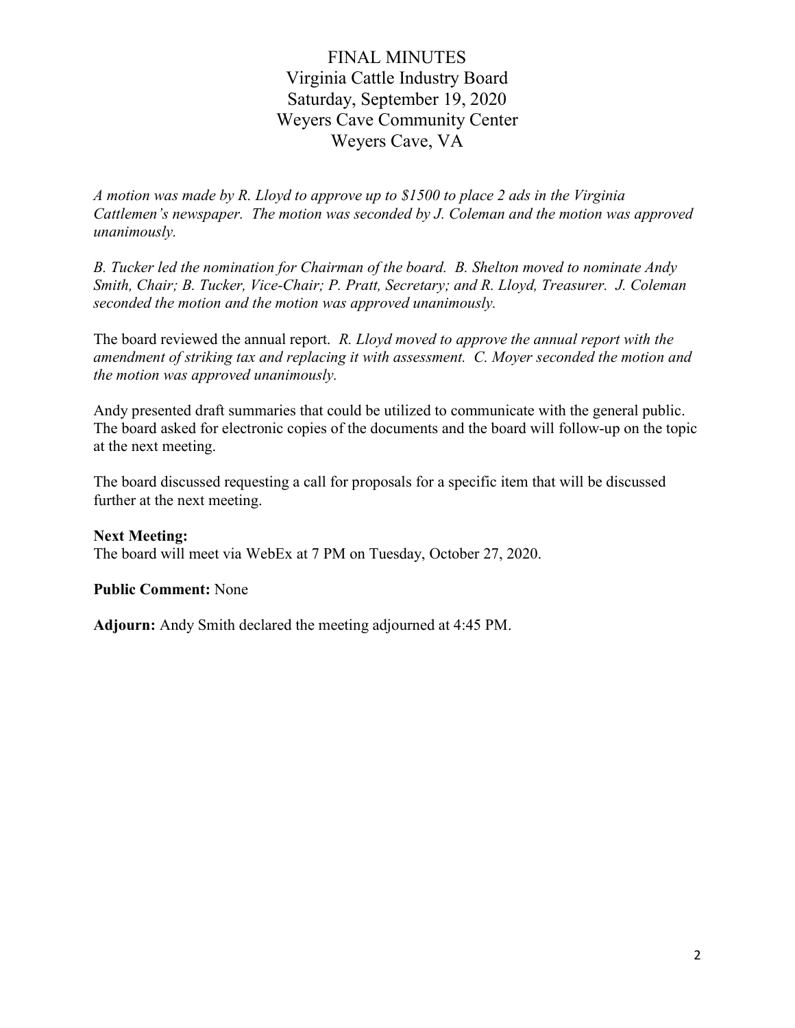# FINAL MINUTES
## Virginia Cattle Industry Board
## Saturday, September 19, 2020
## Weyers Cave Community Center
## Weyers Cave, VA

*A motion was made by R. Lloyd to approve up to $1500 to place 2 ads in the Virginia Cattlemen's newspaper. The motion was seconded by J. Coleman and the motion was approved unanimously.*

*B. Tucker led the nomination for Chairman of the board. B. Shelton moved to nominate Andy Smith, Chair; B. Tucker, Vice-Chair; P. Pratt, Secretary; and R. Lloyd, Treasurer. J. Coleman seconded the motion and the motion was approved unanimously.*

The board reviewed the annual report. *R. Lloyd moved to approve the annual report with the amendment of striking tax and replacing it with assessment. C. Moyer seconded the motion and the motion was approved unanimously.*

Andy presented draft summaries that could be utilized to communicate with the general public. The board asked for electronic copies of the documents and the board will follow-up on the topic at the next meeting.

The board discussed requesting a call for proposals for a specific item that will be discussed further at the next meeting.

**Next Meeting:**
The board will meet via WebEx at 7 PM on Tuesday, October 27, 2020.

**Public Comment:** None

**Adjourn:** Andy Smith declared the meeting adjourned at 4:45 PM.